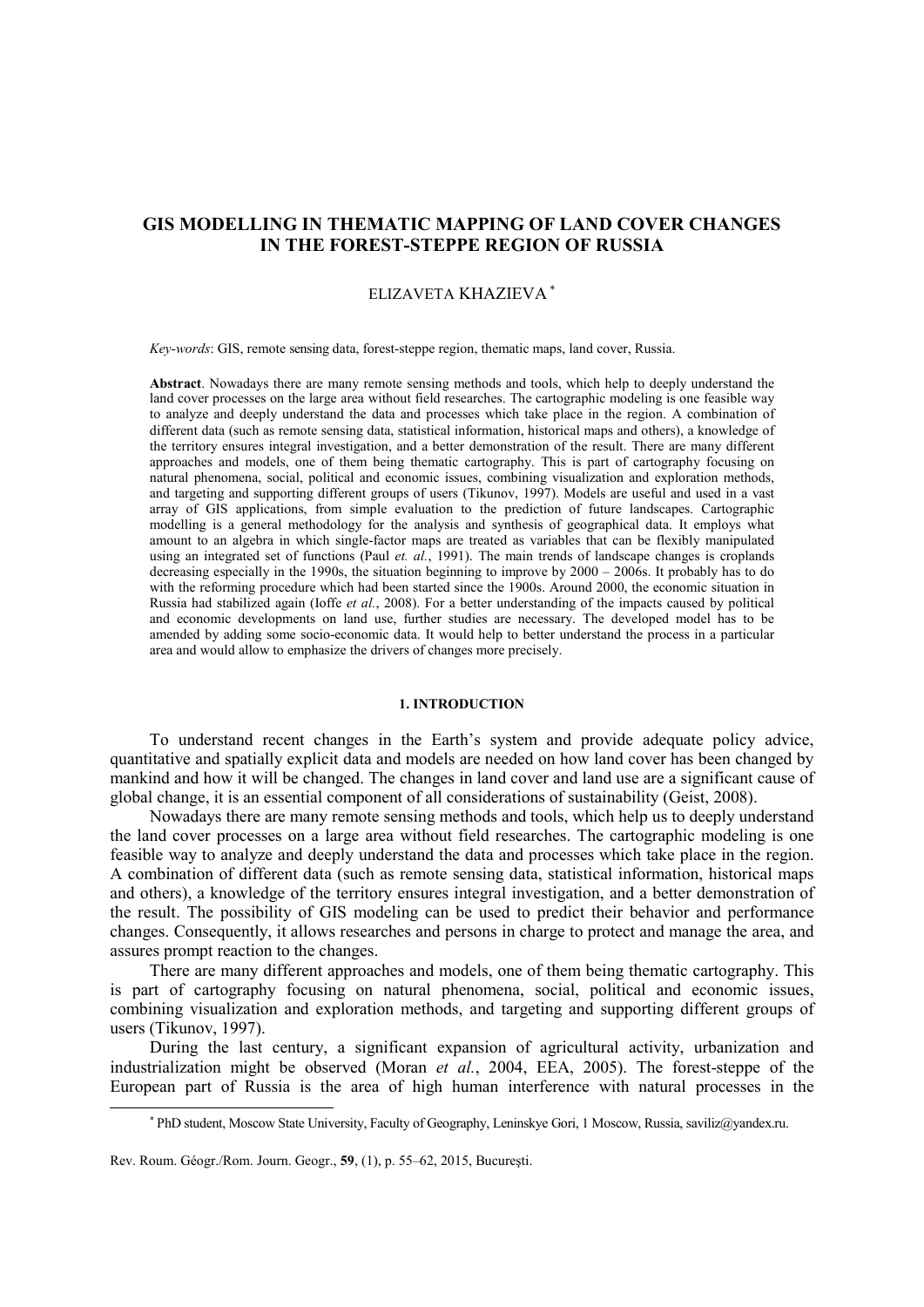# GIS MODELLING IN THEMATIC MAPPING OF LAND COVER CHANGES IN THE FOREST-STEPPE REGION OF RUSSIA

ELIZAVETA KHAZIEVA [*]

*Key-words*: GIS, remote sensing data, forest-steppe region, thematic maps, land cover, Russia.

**Abstract**. Nowadays there are many remote sensing methods and tools, which help to deeply understand the land cover processes on the large area without field researches. The cartographic modeling is one feasible way to analyze and deeply understand the data and processes which take place in the region. A combination of different data (such as remote sensing data, statistical information, historical maps and others), a knowledge of the territory ensures integral investigation, and a better demonstration of the result. There are many different approaches and models, one of them being thematic cartography. This is part of cartography focusing on natural phenomena, social, political and economic issues, combining visualization and exploration methods, and targeting and supporting different groups of users (Tikunov, 1997). Models are useful and used in a vast array of GIS applications, from simple evaluation to the prediction of future landscapes. Cartographic modelling is a general methodology for the analysis and synthesis of geographical data. It employs what amount to an algebra in which single-factor maps are treated as variables that can be flexibly manipulated using an integrated set of functions (Paul *et. al.*, 1991). The main trends of landscape changes is croplands decreasing especially in the 1990s, the situation beginning to improve by 2000 – 2006s. It probably has to do with the reforming procedure which had been started since the 1900s. Around 2000, the economic situation in Russia had stabilized again (Ioffe *et al.*, 2008). For a better understanding of the impacts caused by political and economic developments on land use, further studies are necessary. The developed model has to be amended by adding some socio-economic data. It would help to better understand the process in a particular area and would allow to emphasize the drivers of changes more precisely.

## 1. INTRODUCTION

To understand recent changes in the Earth's system and provide adequate policy advice, quantitative and spatially explicit data and models are needed on how land cover has been changed by mankind and how it will be changed. The changes in land cover and land use are a significant cause of global change, it is an essential component of all considerations of sustainability (Geist, 2008).

Nowadays there are many remote sensing methods and tools, which help us to deeply understand the land cover processes on a large area without field researches. The cartographic modeling is one feasible way to analyze and deeply understand the data and processes which take place in the region. A combination of different data (such as remote sensing data, statistical information, historical maps and others), a knowledge of the territory ensures integral investigation, and a better demonstration of the result. The possibility of GIS modeling can be used to predict their behavior and performance changes. Consequently, it allows researches and persons in charge to protect and manage the area, and assures prompt reaction to the changes.

There are many different approaches and models, one of them being thematic cartography. This is part of cartography focusing on natural phenomena, social, political and economic issues, combining visualization and exploration methods, and targeting and supporting different groups of users (Tikunov, 1997).

During the last century, a significant expansion of agricultural activity, urbanization and industrialization might be observed (Moran *et al.*, 2004, EEA, 2005). The forest-steppe of the European part of Russia is the area of high human interference with natural processes in the

[*] PhD student, Moscow State University, Faculty of Geography, Leninskye Gori, 1 Moscow, Russia, saviliz@yandex.ru.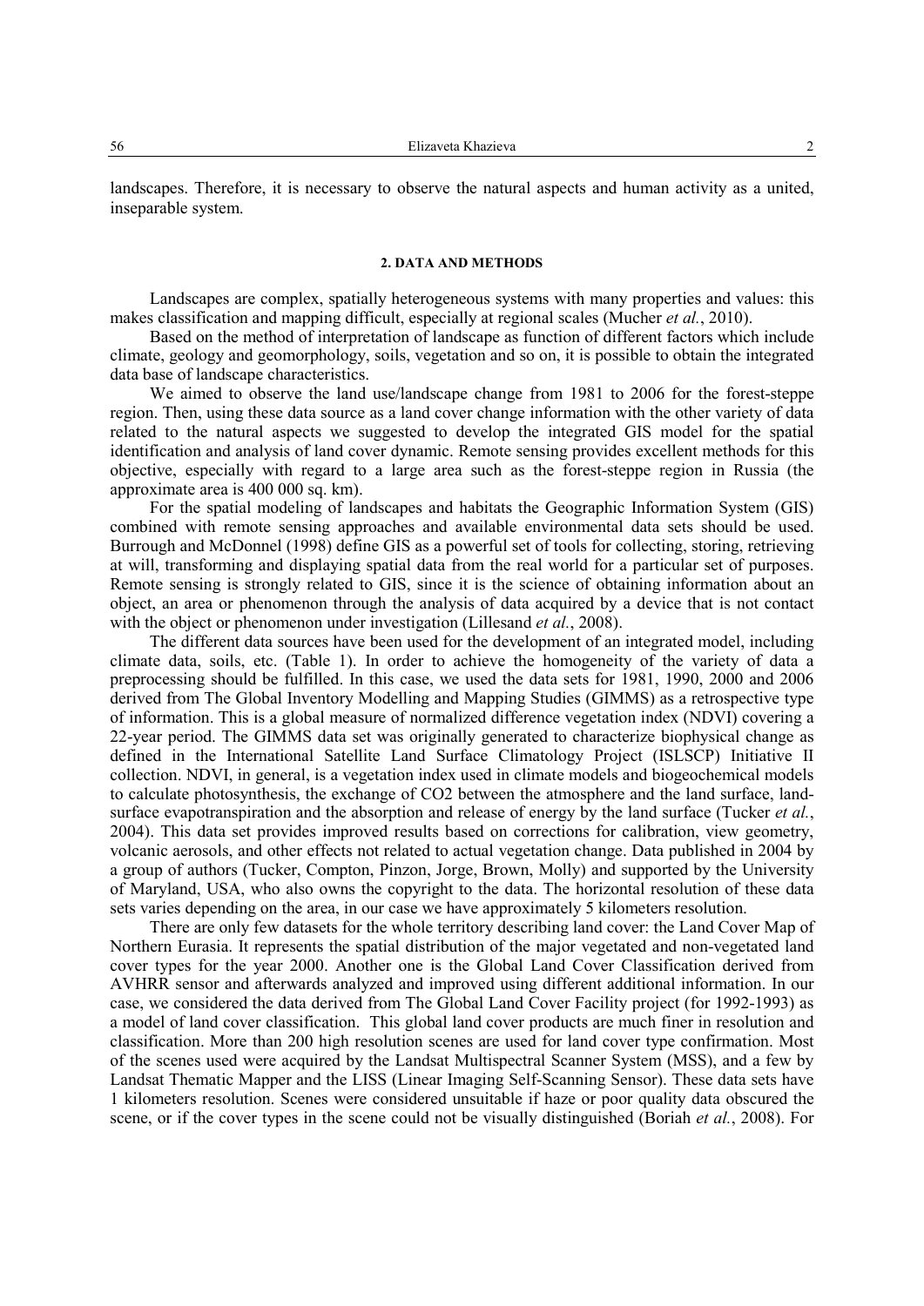landscapes. Therefore, it is necessary to observe the natural aspects and human activity as a united, inseparable system.

## 2. DATA AND METHODS

Landscapes are complex, spatially heterogeneous systems with many properties and values: this makes classification and mapping difficult, especially at regional scales (Mucher *et al.*, 2010).

Based on the method of interpretation of landscape as function of different factors which include climate, geology and geomorphology, soils, vegetation and so on, it is possible to obtain the integrated data base of landscape characteristics.

We aimed to observe the land use/landscape change from 1981 to 2006 for the forest-steppe region. Then, using these data source as a land cover change information with the other variety of data related to the natural aspects we suggested to develop the integrated GIS model for the spatial identification and analysis of land cover dynamic. Remote sensing provides excellent methods for this objective, especially with regard to a large area such as the forest-steppe region in Russia (the approximate area is 400 000 sq. km).

For the spatial modeling of landscapes and habitats the Geographic Information System (GIS) combined with remote sensing approaches and available environmental data sets should be used. Burrough and McDonnel (1998) define GIS as a powerful set of tools for collecting, storing, retrieving at will, transforming and displaying spatial data from the real world for a particular set of purposes. Remote sensing is strongly related to GIS, since it is the science of obtaining information about an object, an area or phenomenon through the analysis of data acquired by a device that is not contact with the object or phenomenon under investigation (Lillesand *et al.*, 2008).

The different data sources have been used for the development of an integrated model, including climate data, soils, etc. (Table 1). In order to achieve the homogeneity of the variety of data a preprocessing should be fulfilled. In this case, we used the data sets for 1981, 1990, 2000 and 2006 derived from The Global Inventory Modelling and Mapping Studies (GIMMS) as a retrospective type of information. This is a global measure of normalized difference vegetation index (NDVI) covering a 22-year period. The GIMMS data set was originally generated to characterize biophysical change as defined in the International Satellite Land Surface Climatology Project (ISLSCP) Initiative II collection. NDVI, in general, is a vegetation index used in climate models and biogeochemical models to calculate photosynthesis, the exchange of $CO_2$ between the atmosphere and the land surface, land-surface evapotranspiration and the absorption and release of energy by the land surface (Tucker *et al.*, 2004). This data set provides improved results based on corrections for calibration, view geometry, volcanic aerosols, and other effects not related to actual vegetation change. Data published in 2004 by a group of authors (Tucker, Compton, Pinzon, Jorge, Brown, Molly) and supported by the University of Maryland, USA, who also owns the copyright to the data. The horizontal resolution of these data sets varies depending on the area, in our case we have approximately 5 kilometers resolution.

There are only few datasets for the whole territory describing land cover: the Land Cover Map of Northern Eurasia. It represents the spatial distribution of the major vegetated and non-vegetated land cover types for the year 2000. Another one is the Global Land Cover Classification derived from AVHRR sensor and afterwards analyzed and improved using different additional information. In our case, we considered the data derived from The Global Land Cover Facility project (for 1992-1993) as a model of land cover classification. This global land cover products are much finer in resolution and classification. More than 200 high resolution scenes are used for land cover type confirmation. Most of the scenes used were acquired by the Landsat Multispectral Scanner System (MSS), and a few by Landsat Thematic Mapper and the LISS (Linear Imaging Self-Scanning Sensor). These data sets have 1 kilometers resolution. Scenes were considered unsuitable if haze or poor quality data obscured the scene, or if the cover types in the scene could not be visually distinguished (Boriah *et al.*, 2008). For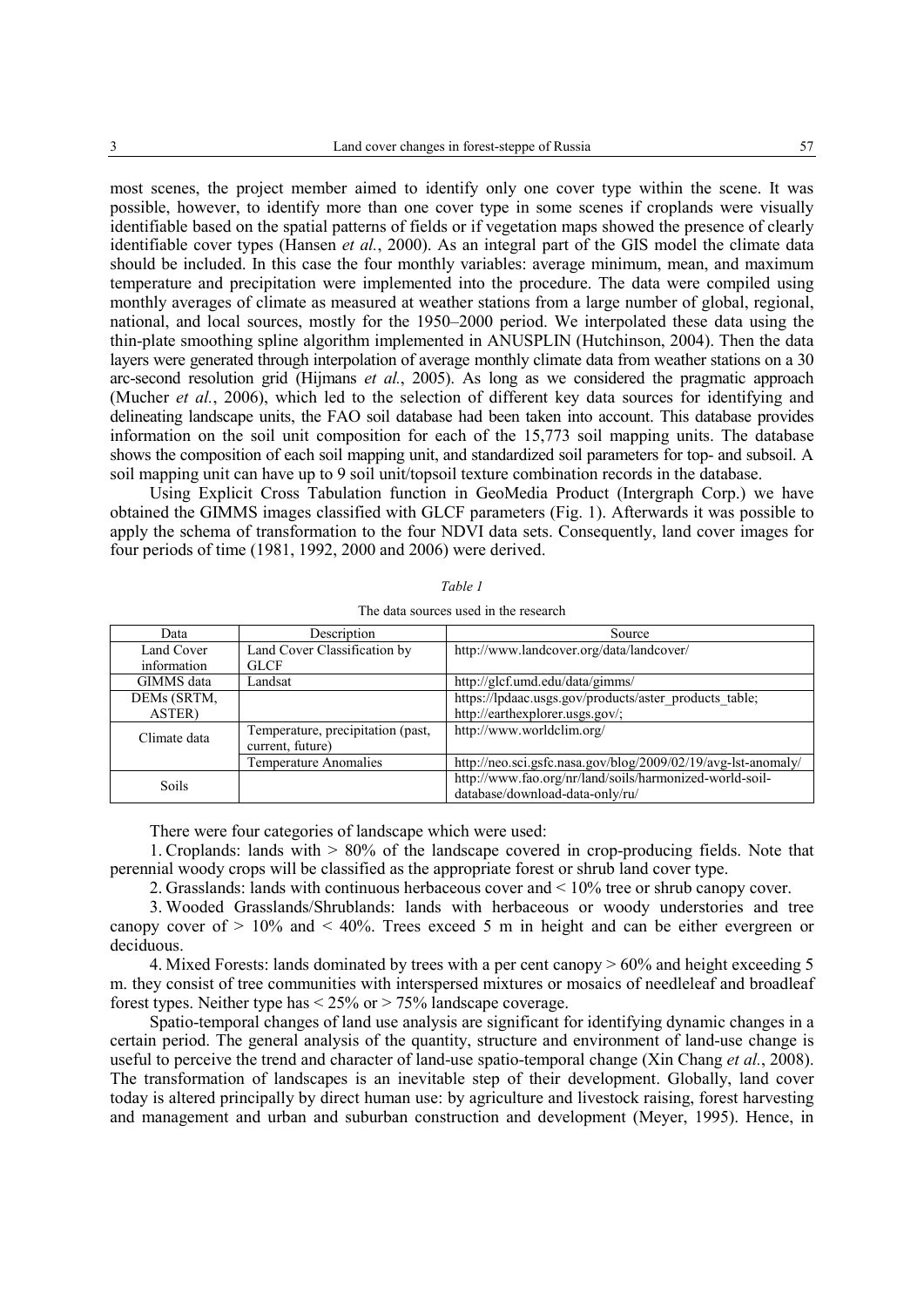most scenes, the project member aimed to identify only one cover type within the scene. It was possible, however, to identify more than one cover type in some scenes if croplands were visually identifiable based on the spatial patterns of fields or if vegetation maps showed the presence of clearly identifiable cover types (Hansen *et al.*, 2000). As an integral part of the GIS model the climate data should be included. In this case the four monthly variables: average minimum, mean, and maximum temperature and precipitation were implemented into the procedure. The data were compiled using monthly averages of climate as measured at weather stations from a large number of global, regional, national, and local sources, mostly for the 1950–2000 period. We interpolated these data using the thin-plate smoothing spline algorithm implemented in ANUSPLIN (Hutchinson, 2004). Then the data layers were generated through interpolation of average monthly climate data from weather stations on a 30 arc-second resolution grid (Hijmans *et al.*, 2005). As long as we considered the pragmatic approach (Mucher *et al.*, 2006), which led to the selection of different key data sources for identifying and delineating landscape units, the FAO soil database had been taken into account. This database provides information on the soil unit composition for each of the 15,773 soil mapping units. The database shows the composition of each soil mapping unit, and standardized soil parameters for top- and subsoil. A soil mapping unit can have up to 9 soil unit/topsoil texture combination records in the database.

Using Explicit Cross Tabulation function in GeoMedia Product (Intergraph Corp.) we have obtained the GIMMS images classified with GLCF parameters (Fig. 1). Afterwards it was possible to apply the schema of transformation to the four NDVI data sets. Consequently, land cover images for four periods of time (1981, 1992, 2000 and 2006) were derived.

*Table 1*

The data sources used in the research

| Data | Description | Source |
|---|---|---|
| Land Cover information | Land Cover Classification by GLCF | http://www.landcover.org/data/landcover/ |
| GIMMS data | Landsat | http://glcf.umd.edu/data/gimms/ |
| DEMs (SRTM, ASTER) | | https://lpdaac.usgs.gov/products/aster_products_table; http://earthexplorer.usgs.gov/; |
| Climate data | Temperature, precipitation (past, current, future) | http://www.worldclim.org/ |
| | Temperature Anomalies | http://neo.sci.gsfc.nasa.gov/blog/2009/02/19/avg-lst-anomaly/ |
| Soils | | http://www.fao.org/nr/land/soils/harmonized-world-soil-database/download-data-only/ru/ |

There were four categories of landscape which were used:

1. Croplands: lands with > 80% of the landscape covered in crop-producing fields. Note that perennial woody crops will be classified as the appropriate forest or shrub land cover type.

2. Grasslands: lands with continuous herbaceous cover and < 10% tree or shrub canopy cover.

3. Wooded Grasslands/Shrublands: lands with herbaceous or woody understories and tree canopy cover of > 10% and < 40%. Trees exceed 5 m in height and can be either evergreen or deciduous.

4. Mixed Forests: lands dominated by trees with a per cent canopy > 60% and height exceeding 5 m. they consist of tree communities with interspersed mixtures or mosaics of needleleaf and broadleaf forest types. Neither type has < 25% or > 75% landscape coverage.

Spatio-temporal changes of land use analysis are significant for identifying dynamic changes in a certain period. The general analysis of the quantity, structure and environment of land-use change is useful to perceive the trend and character of land-use spatio-temporal change (Xin Chang *et al.*, 2008). The transformation of landscapes is an inevitable step of their development. Globally, land cover today is altered principally by direct human use: by agriculture and livestock raising, forest harvesting and management and urban and suburban construction and development (Meyer, 1995). Hence, in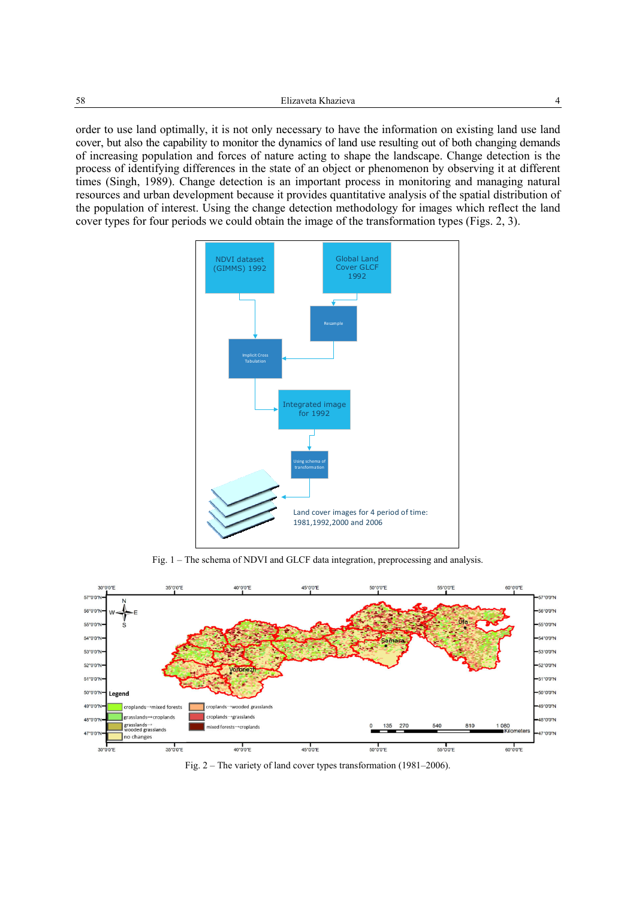order to use land optimally, it is not only necessary to have the information on existing land use land cover, but also the capability to monitor the dynamics of land use resulting out of both changing demands of increasing population and forces of nature acting to shape the landscape. Change detection is the process of identifying differences in the state of an object or phenomenon by observing it at different times (Singh, 1989). Change detection is an important process in monitoring and managing natural resources and urban development because it provides quantitative analysis of the spatial distribution of the population of interest. Using the change detection methodology for images which reflect the land cover types for four periods we could obtain the image of the transformation types (Figs. 2, 3).

Fig. 1 – The schema of NDVI and GLCF data integration, preprocessing and analysis.

Fig. 2 – The variety of land cover types transformation (1981–2006).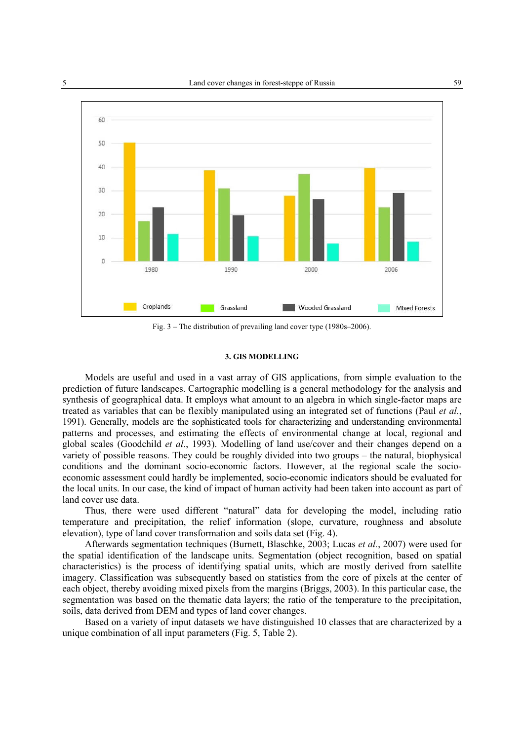Fig. 3 – The distribution of prevailing land cover type (1980s–2006).

### 3. GIS MODELLING

Models are useful and used in a vast array of GIS applications, from simple evaluation to the prediction of future landscapes. Cartographic modelling is a general methodology for the analysis and synthesis of geographical data. It employs what amount to an algebra in which single-factor maps are treated as variables that can be flexibly manipulated using an integrated set of functions (Paul *et al.*, 1991). Generally, models are the sophisticated tools for characterizing and understanding environmental patterns and processes, and estimating the effects of environmental change at local, regional and global scales (Goodchild *et al*., 1993). Modelling of land use/cover and their changes depend on a variety of possible reasons. They could be roughly divided into two groups – the natural, biophysical conditions and the dominant socio-economic factors. However, at the regional scale the socio-economic assessment could hardly be implemented, socio-economic indicators should be evaluated for the local units. In our case, the kind of impact of human activity had been taken into account as part of land cover use data.

Thus, there were used different "natural" data for developing the model, including ratio temperature and precipitation, the relief information (slope, curvature, roughness and absolute elevation), type of land cover transformation and soils data set (Fig. 4).

Afterwards segmentation techniques (Burnett, Blaschke, 2003; Lucas *et al.*, 2007) were used for the spatial identification of the landscape units. Segmentation (object recognition, based on spatial characteristics) is the process of identifying spatial units, which are mostly derived from satellite imagery. Classification was subsequently based on statistics from the core of pixels at the center of each object, thereby avoiding mixed pixels from the margins (Briggs, 2003). In this particular case, the segmentation was based on the thematic data layers; the ratio of the temperature to the precipitation, soils, data derived from DEM and types of land cover changes.

Based on a variety of input datasets we have distinguished 10 classes that are characterized by a unique combination of all input parameters (Fig. 5, Table 2).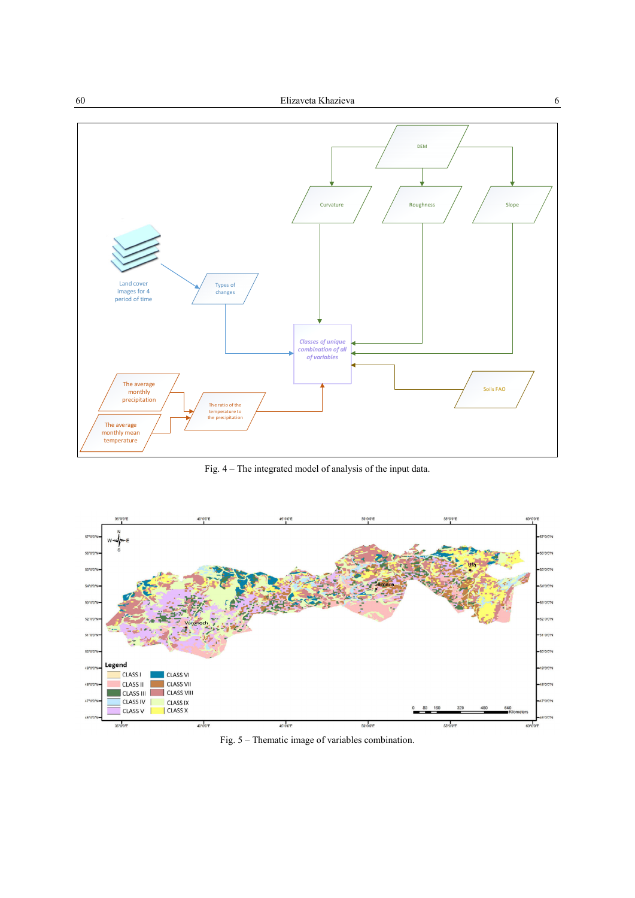Fig. 4 – The integrated model of analysis of the input data.

Fig. 5 – Thematic image of variables combination.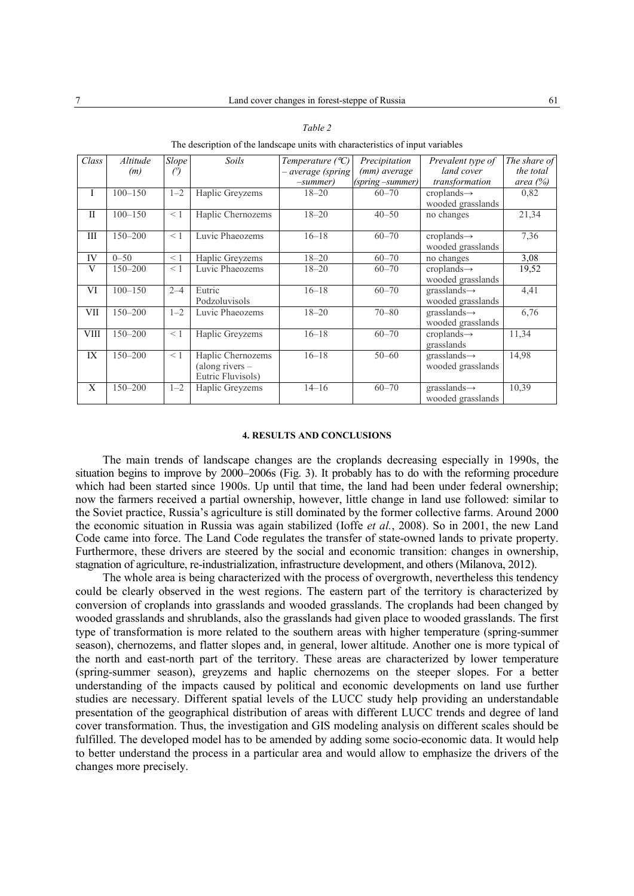*Table 2*

The description of the landscape units with characteristics of input variables

| *Class* | *Altitude (m)* | *Slope (º)* | *Soils* | *Temperature (℃) – average (spring –summer)* | *Precipitation (mm) average (spring –summer)* | *Prevalent type of land cover transformation* | *The share of the total area (%)* |
|---|---|---|---|---|---|---|---|
| I | 100–150 | 1–2 | Haplic Greyzems | 18–20 | 60–70 | croplands→ wooded grasslands | 0,82 |
| II | 100–150 | < 1 | Haplic Chernozems | 18–20 | 40–50 | no changes | 21,34 |
| III | 150–200 | < 1 | Luvic Phaeozems | 16–18 | 60–70 | croplands→ wooded grasslands | 7,36 |
| IV | 0–50 | < 1 | Haplic Greyzems | 18–20 | 60–70 | no changes | 3,08 |
| V | 150–200 | < 1 | Luvic Phaeozems | 18–20 | 60–70 | croplands→ wooded grasslands | 19,52 |
| VI | 100–150 | 2–4 | Eutric Podzoluvisols | 16–18 | 60–70 | grasslands→ wooded grasslands | 4,41 |
| VII | 150–200 | 1–2 | Luvic Phaeozems | 18–20 | 70–80 | grasslands→ wooded grasslands | 6,76 |
| VIII | 150–200 | < 1 | Haplic Greyzems | 16–18 | 60–70 | croplands→ grasslands | 11,34 |
| IX | 150–200 | < 1 | Haplic Chernozems (along rivers – Eutric Fluvisols) | 16–18 | 50–60 | grasslands→ wooded grasslands | 14,98 |
| X | 150–200 | 1–2 | Haplic Greyzems | 14–16 | 60–70 | grasslands→ wooded grasslands | 10,39 |

## 4. RESULTS AND CONCLUSIONS

The main trends of landscape changes are the croplands decreasing especially in 1990s, the situation begins to improve by 2000–2006s (Fig. 3). It probably has to do with the reforming procedure which had been started since 1900s. Up until that time, the land had been under federal ownership; now the farmers received a partial ownership, however, little change in land use followed: similar to the Soviet practice, Russia's agriculture is still dominated by the former collective farms. Around 2000 the economic situation in Russia was again stabilized (Ioffe *et al.*, 2008). So in 2001, the new Land Code came into force. The Land Code regulates the transfer of state-owned lands to private property. Furthermore, these drivers are steered by the social and economic transition: changes in ownership, stagnation of agriculture, re-industrialization, infrastructure development, and others (Milanova, 2012).

The whole area is being characterized with the process of overgrowth, nevertheless this tendency could be clearly observed in the west regions. The eastern part of the territory is characterized by conversion of croplands into grasslands and wooded grasslands. The croplands had been changed by wooded grasslands and shrublands, also the grasslands had given place to wooded grasslands. The first type of transformation is more related to the southern areas with higher temperature (spring-summer season), chernozems, and flatter slopes and, in general, lower altitude. Another one is more typical of the north and east-north part of the territory. These areas are characterized by lower temperature (spring-summer season), greyzems and haplic chernozems on the steeper slopes. For a better understanding of the impacts caused by political and economic developments on land use further studies are necessary. Different spatial levels of the LUCC study help providing an understandable presentation of the geographical distribution of areas with different LUCC trends and degree of land cover transformation. Thus, the investigation and GIS modeling analysis on different scales should be fulfilled. The developed model has to be amended by adding some socio-economic data. It would help to better understand the process in a particular area and would allow to emphasize the drivers of the changes more precisely.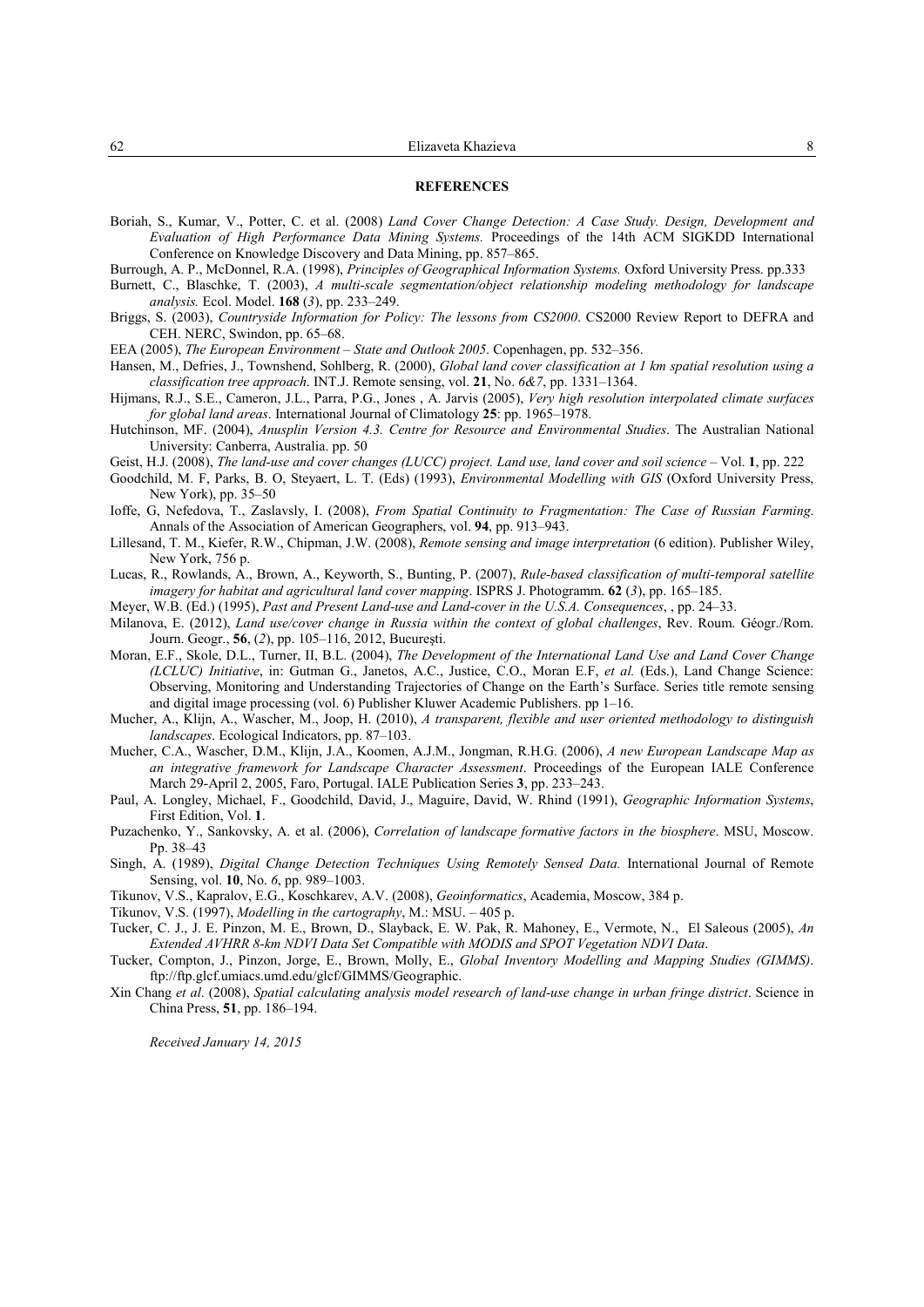## REFERENCES

Boriah, S., Kumar, V., Potter, C. et al. (2008) *Land Cover Change Detection: A Case Study. Design, Development and Evaluation of High Performance Data Mining Systems.* Proceedings of the 14th ACM SIGKDD International Conference on Knowledge Discovery and Data Mining, pp. 857–865.

Burrough, A. P., McDonnel, R.A. (1998), *Principles of Geographical Information Systems.* Oxford University Press. pp.333

Burnett, C., Blaschke, T. (2003), *A multi-scale segmentation/object relationship modeling methodology for landscape analysis.* Ecol. Model. **168** (*3*), pp. 233–249.

Briggs, S. (2003), *Countryside Information for Policy: The lessons from CS2000*. CS2000 Review Report to DEFRA and CEH. NERC, Swindon, pp. 65–68.

EEA (2005), *The European Environment – State and Outlook 2005*. Copenhagen, pp. 532–356.

Hansen, M., Defries, J., Townshend, Sohlberg, R. (2000), *Global land cover classification at 1 km spatial resolution using a classification tree approach*. INT.J. Remote sensing, vol. **21**, No. *6&7*, pp. 1331–1364.

Hijmans, R.J., S.E., Cameron, J.L., Parra, P.G., Jones , A. Jarvis (2005), *Very high resolution interpolated climate surfaces for global land areas*. International Journal of Climatology **25**: pp. 1965–1978.

Hutchinson, MF. (2004), *Anusplin Version 4.3. Centre for Resource and Environmental Studies*. The Australian National University: Canberra, Australia. pp. 50

Geist, H.J. (2008), *The land-use and cover changes (LUCC) project. Land use, land cover and soil science* – Vol. **1**, pp. 222

Goodchild, M. F, Parks, B. O, Steyaert, L. T. (Eds) (1993), *Environmental Modelling with GIS* (Oxford University Press, New York), pp. 35–50

Ioffe, G, Nefedova, T., Zaslavsly, I. (2008), *From Spatial Continuity to Fragmentation: The Case of Russian Farming*. Annals of the Association of American Geographers, vol. **94**, pp. 913–943.

Lillesand, T. M., Kiefer, R.W., Chipman, J.W. (2008), *Remote sensing and image interpretation* (6 edition). Publisher Wiley, New York, 756 p.

Lucas, R., Rowlands, A., Brown, A., Keyworth, S., Bunting, P. (2007), *Rule-based classification of multi-temporal satellite imagery for habitat and agricultural land cover mapping*. ISPRS J. Photogramm. **62** (*3*), pp. 165–185.

Meyer, W.B. (Ed.) (1995), *Past and Present Land-use and Land-cover in the U.S.A. Consequences*, , pp. 24–33.

Milanova, E. (2012), *Land use/cover change in Russia within the context of global challenges*, Rev. Roum. Géogr./Rom. Journ. Geogr., **56**, (*2*), pp. 105–116, 2012, București.

Moran, E.F., Skole, D.L., Turner, II, B.L. (2004), *The Development of the International Land Use and Land Cover Change (LCLUC) Initiative*, in: Gutman G., Janetos, A.C., Justice, C.O., Moran E.F, *et al.* (Eds.), Land Change Science: Observing, Monitoring and Understanding Trajectories of Change on the Earth's Surface. Series title remote sensing and digital image processing (vol. 6) Publisher Kluwer Academic Publishers. pp 1–16.

Mucher, A., Klijn, A., Wascher, M., Joop, H. (2010), *A transparent, flexible and user oriented methodology to distinguish landscapes*. Ecological Indicators, pp. 87–103.

Mucher, C.A., Wascher, D.M., Klijn, J.A., Koomen, A.J.M., Jongman, R.H.G. (2006), *A new European Landscape Map as an integrative framework for Landscape Character Assessment*. Proceedings of the European IALE Conference March 29-April 2, 2005, Faro, Portugal. IALE Publication Series **3**, pp. 233–243.

Paul, A. Longley, Michael, F., Goodchild, David, J., Maguire, David, W. Rhind (1991), *Geographic Information Systems*, First Edition, Vol. **1**.

Puzachenko, Y., Sankovsky, A. et al. (2006), *Correlation of landscape formative factors in the biosphere*. MSU, Moscow. Pp. 38–43

Singh, A. (1989), *Digital Change Detection Techniques Using Remotely Sensed Data.* International Journal of Remote Sensing, vol. **10**, No. *6*, pp. 989–1003.

Tikunov, V.S., Kapralov, E.G., Koschkarev, A.V. (2008), *Geoinformatics*, Academia, Moscow, 384 p.

Tikunov, V.S. (1997), *Modelling in the cartography*, M.: MSU. – 405 p.

Tucker, C. J., J. E. Pinzon, M. E., Brown, D., Slayback, E. W. Pak, R. Mahoney, E., Vermote, N., El Saleous (2005), *An Extended AVHRR 8-km NDVI Data Set Compatible with MODIS and SPOT Vegetation NDVI Data*.

Tucker, Compton, J., Pinzon, Jorge, E., Brown, Molly, E., *Global Inventory Modelling and Mapping Studies (GIMMS)*. ftp://ftp.glcf.umiacs.umd.edu/glcf/GIMMS/Geographic.

Xin Chang *et al*. (2008), *Spatial calculating analysis model research of land-use change in urban fringe district*. Science in China Press, **51**, pp. 186–194.

*Received January 14, 2015*